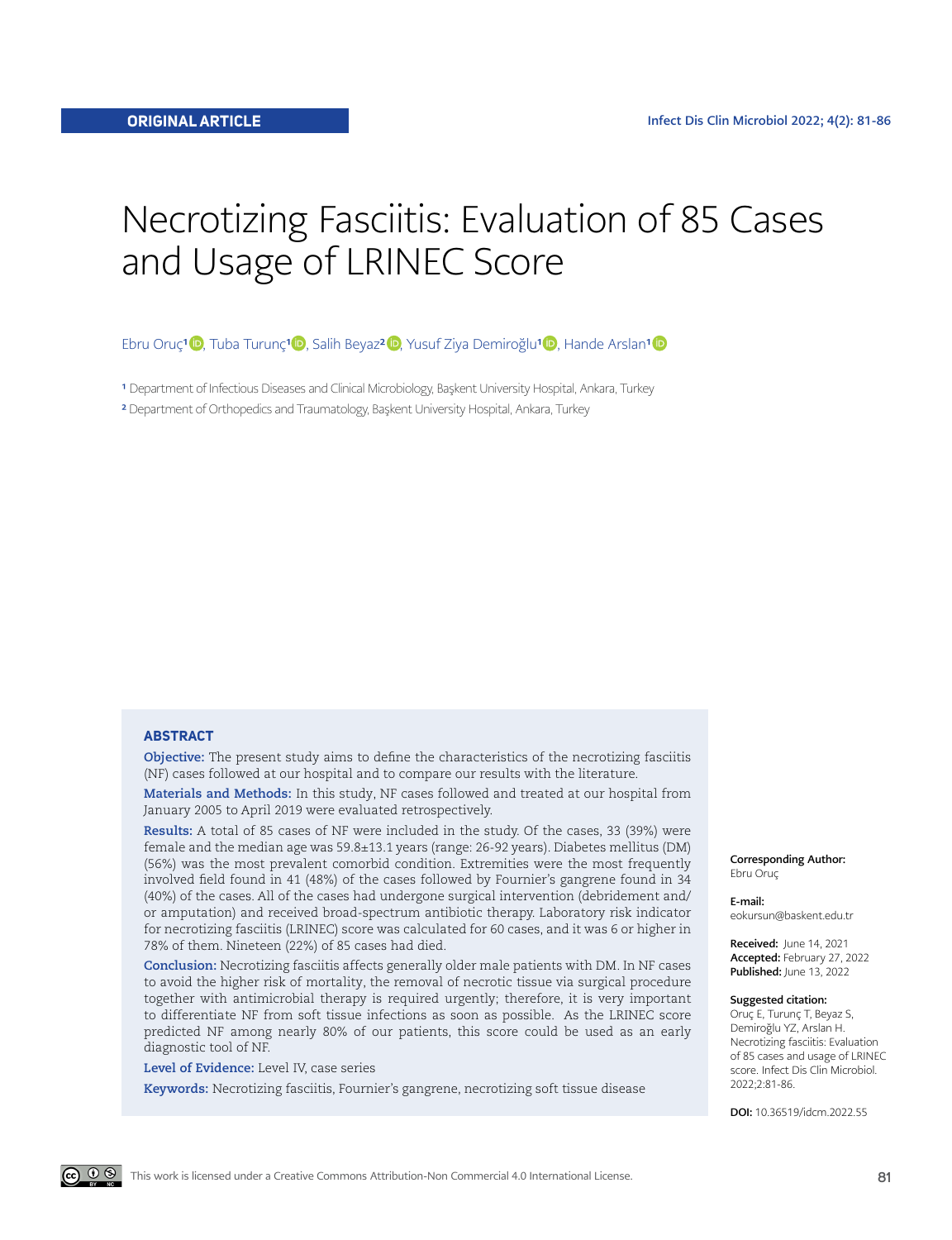ORIGINAL ARTICLE

# Necrotizing Fasciitis: Evaluation of 85 Cases and Usage of LRINEC Score

Ebru Oruç[1], Tuba Turunç[1], Salih Beyaz[2], Yusuf Ziya Demiroğlu[1], Hande Arslan[1]

[1] Department of Infectious Diseases and Clinical Microbiology, Başkent University Hospital, Ankara, Turkey

[2] Department of Orthopedics and Traumatology, Başkent University Hospital, Ankara, Turkey

## ABSTRACT

**Objective:** The present study aims to define the characteristics of the necrotizing fasciitis (NF) cases followed at our hospital and to compare our results with the literature.

**Materials and Methods:** In this study, NF cases followed and treated at our hospital from January 2005 to April 2019 were evaluated retrospectively.

**Results:** A total of 85 cases of NF were included in the study. Of the cases, 33 (39%) were female and the median age was 59.8±13.1 years (range: 26-92 years). Diabetes mellitus (DM) (56%) was the most prevalent comorbid condition. Extremities were the most frequently involved field found in 41 (48%) of the cases followed by Fournier's gangrene found in 34 (40%) of the cases. All of the cases had undergone surgical intervention (debridement and/or amputation) and received broad-spectrum antibiotic therapy. Laboratory risk indicator for necrotizing fasciitis (LRINEC) score was calculated for 60 cases, and it was 6 or higher in 78% of them. Nineteen (22%) of 85 cases had died.

**Conclusion:** Necrotizing fasciitis affects generally older male patients with DM. In NF cases to avoid the higher risk of mortality, the removal of necrotic tissue via surgical procedure together with antimicrobial therapy is required urgently; therefore, it is very important to differentiate NF from soft tissue infections as soon as possible. As the LRINEC score predicted NF among nearly 80% of our patients, this score could be used as an early diagnostic tool of NF.

**Level of Evidence:** Level IV, case series

**Keywords:** Necrotizing fasciitis, Fournier's gangrene, necrotizing soft tissue disease

**Corresponding Author:** Ebru Oruç

**E-mail:** eokursun@baskent.edu.tr

**Received:** June 14, 2021
**Accepted:** February 27, 2022
**Published:** June 13, 2022

**Suggested citation:** Oruç E, Turunç T, Beyaz S, Demiroğlu YZ, Arslan H. Necrotizing fasciitis: Evaluation of 85 cases and usage of LRINEC score. Infect Dis Clin Microbiol. 2022;2:81-86.

**DOI:** 10.36519/idcm.2022.55

This work is licensed under a Creative Commons Attribution-Non Commercial 4.0 International License.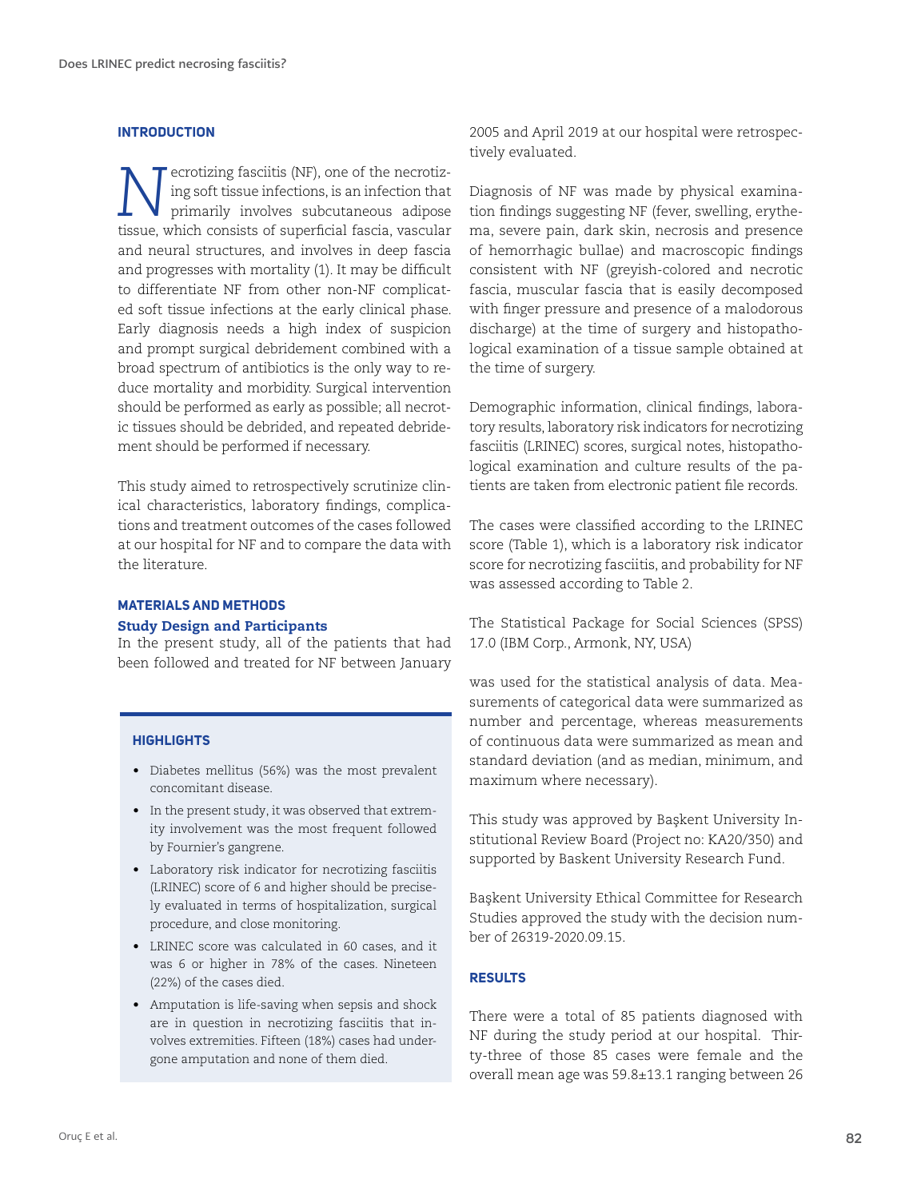## INTRODUCTION

Necrotizing fasciitis (NF), one of the necrotizing soft tissue infections, is an infection that primarily involves subcutaneous adipose tissue, which consists of superficial fascia, vascular and neural structures, and involves in deep fascia and progresses with mortality (1). It may be difficult to differentiate NF from other non-NF complicated soft tissue infections at the early clinical phase. Early diagnosis needs a high index of suspicion and prompt surgical debridement combined with a broad spectrum of antibiotics is the only way to reduce mortality and morbidity. Surgical intervention should be performed as early as possible; all necrotic tissues should be debrided, and repeated debridement should be performed if necessary.

This study aimed to retrospectively scrutinize clinical characteristics, laboratory findings, complications and treatment outcomes of the cases followed at our hospital for NF and to compare the data with the literature.

## MATERIALS AND METHODS

### Study Design and Participants

In the present study, all of the patients that had been followed and treated for NF between January 2005 and April 2019 at our hospital were retrospectively evaluated.

Diagnosis of NF was made by physical examination findings suggesting NF (fever, swelling, erythema, severe pain, dark skin, necrosis and presence of hemorrhagic bullae) and macroscopic findings consistent with NF (greyish-colored and necrotic fascia, muscular fascia that is easily decomposed with finger pressure and presence of a malodorous discharge) at the time of surgery and histopathological examination of a tissue sample obtained at the time of surgery.

Demographic information, clinical findings, laboratory results, laboratory risk indicators for necrotizing fasciitis (LRINEC) scores, surgical notes, histopathological examination and culture results of the patients are taken from electronic patient file records.

The cases were classified according to the LRINEC score (Table 1), which is a laboratory risk indicator score for necrotizing fasciitis, and probability for NF was assessed according to Table 2.

The Statistical Package for Social Sciences (SPSS) 17.0 (IBM Corp., Armonk, NY, USA)

was used for the statistical analysis of data. Measurements of categorical data were summarized as number and percentage, whereas measurements of continuous data were summarized as mean and standard deviation (and as median, minimum, and maximum where necessary).

This study was approved by Başkent University Institutional Review Board (Project no: KA20/350) and supported by Baskent University Research Fund.

Başkent University Ethical Committee for Research Studies approved the study with the decision number of 26319-2020.09.15.

> **HIGHLIGHTS**
>
> - Diabetes mellitus (56%) was the most prevalent concomitant disease.
> - In the present study, it was observed that extremity involvement was the most frequent followed by Fournier's gangrene.
> - Laboratory risk indicator for necrotizing fasciitis (LRINEC) score of 6 and higher should be precisely evaluated in terms of hospitalization, surgical procedure, and close monitoring.
> - LRINEC score was calculated in 60 cases, and it was 6 or higher in 78% of the cases. Nineteen (22%) of the cases died.
> - Amputation is life-saving when sepsis and shock are in question in necrotizing fasciitis that involves extremities. Fifteen (18%) cases had undergone amputation and none of them died.

## RESULTS

There were a total of 85 patients diagnosed with NF during the study period at our hospital. Thirty-three of those 85 cases were female and the overall mean age was 59.8±13.1 ranging between 26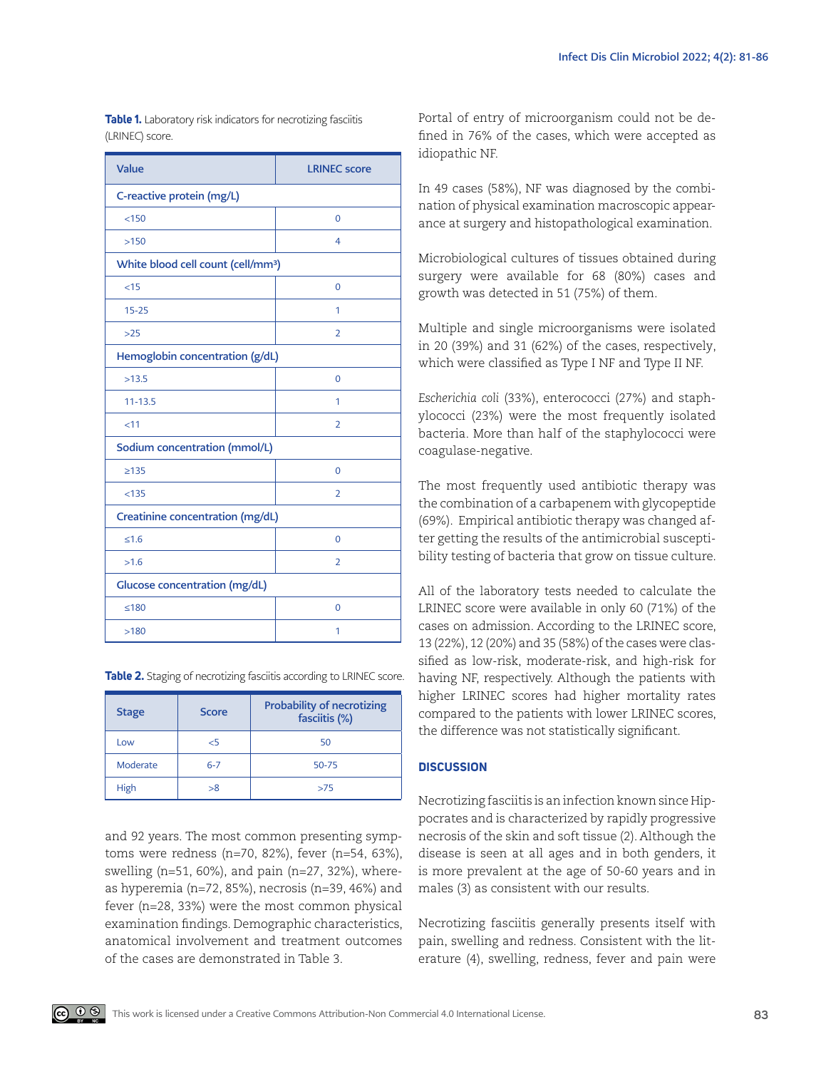**Table 1.** Laboratory risk indicators for necrotizing fasciitis (LRINEC) score.

| Value | LRINEC score |
|---|---|
| C-reactive protein (mg/L) | |
| <150 | 0 |
| >150 | 4 |
| White blood cell count (cell/mm³) | |
| <15 | 0 |
| 15-25 | 1 |
| >25 | 2 |
| Hemoglobin concentration (g/dL) | |
| >13.5 | 0 |
| 11-13.5 | 1 |
| <11 | 2 |
| Sodium concentration (mmol/L) | |
| ≥135 | 0 |
| <135 | 2 |
| Creatinine concentration (mg/dL) | |
| ≤1.6 | 0 |
| >1.6 | 2 |
| Glucose concentration (mg/dL) | |
| ≤180 | 0 |
| >180 | 1 |

**Table 2.** Staging of necrotizing fasciitis according to LRINEC score.

| Stage | Score | Probability of necrotizing fasciitis (%) |
|---|---|---|
| Low | <5 | 50 |
| Moderate | 6-7 | 50-75 |
| High | >8 | >75 |

and 92 years. The most common presenting symptoms were redness (n=70, 82%), fever (n=54, 63%), swelling (n=51, 60%), and pain (n=27, 32%), whereas hyperemia (n=72, 85%), necrosis (n=39, 46%) and fever (n=28, 33%) were the most common physical examination findings. Demographic characteristics, anatomical involvement and treatment outcomes of the cases are demonstrated in Table 3.

Portal of entry of microorganism could not be defined in 76% of the cases, which were accepted as idiopathic NF.

In 49 cases (58%), NF was diagnosed by the combination of physical examination macroscopic appearance at surgery and histopathological examination.

Microbiological cultures of tissues obtained during surgery were available for 68 (80%) cases and growth was detected in 51 (75%) of them.

Multiple and single microorganisms were isolated in 20 (39%) and 31 (62%) of the cases, respectively, which were classified as Type I NF and Type II NF.

*Escherichia coli* (33%), enterococci (27%) and staphylococci (23%) were the most frequently isolated bacteria. More than half of the staphylococci were coagulase-negative.

The most frequently used antibiotic therapy was the combination of a carbapenem with glycopeptide (69%). Empirical antibiotic therapy was changed after getting the results of the antimicrobial susceptibility testing of bacteria that grow on tissue culture.

All of the laboratory tests needed to calculate the LRINEC score were available in only 60 (71%) of the cases on admission. According to the LRINEC score, 13 (22%), 12 (20%) and 35 (58%) of the cases were classified as low-risk, moderate-risk, and high-risk for having NF, respectively. Although the patients with higher LRINEC scores had higher mortality rates compared to the patients with lower LRINEC scores, the difference was not statistically significant.

## DISCUSSION

Necrotizing fasciitis is an infection known since Hippocrates and is characterized by rapidly progressive necrosis of the skin and soft tissue (2). Although the disease is seen at all ages and in both genders, it is more prevalent at the age of 50-60 years and in males (3) as consistent with our results.

Necrotizing fasciitis generally presents itself with pain, swelling and redness. Consistent with the literature (4), swelling, redness, fever and pain were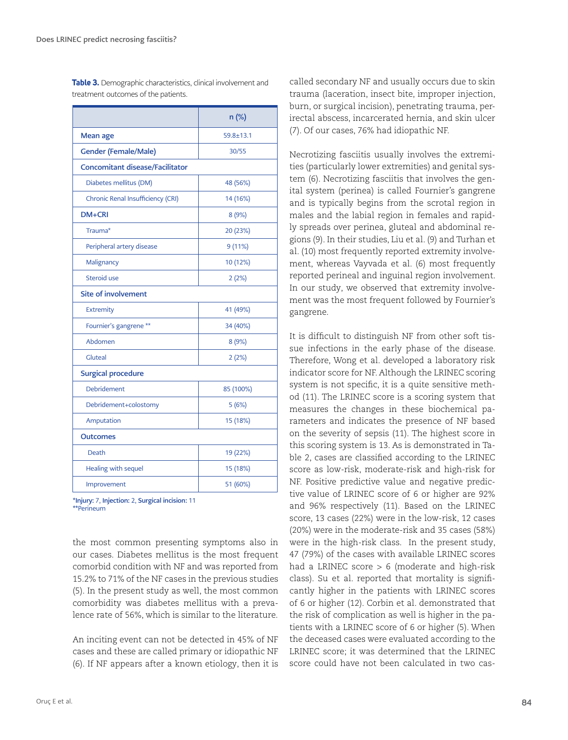**Table 3.** Demographic characteristics, clinical involvement and treatment outcomes of the patients.

| | n (%) |
|---|---|
| **Mean age** | 59.8±13.1 |
| **Gender (Female/Male)** | 30/55 |
| **Concomitant disease/Facilitator** | |
| Diabetes mellitus (DM) | 48 (56%) |
| Chronic Renal Insufficiency (CRI) | 14 (16%) |
| **DM+CRI** | 8 (9%) |
| Trauma* | 20 (23%) |
| Peripheral artery disease | 9 (11%) |
| Malignancy | 10 (12%) |
| Steroid use | 2 (2%) |
| **Site of involvement** | |
| Extremity | 41 (49%) |
| Fournier's gangrene ** | 34 (40%) |
| Abdomen | 8 (9%) |
| Gluteal | 2 (2%) |
| **Surgical procedure** | |
| Debridement | 85 (100%) |
| Debridement+colostomy | 5 (6%) |
| Amputation | 15 (18%) |
| **Outcomes** | |
| Death | 19 (22%) |
| Healing with sequel | 15 (18%) |
| Improvement | 51 (60%) |

*Injury: 7, Injection: 2, Surgical incision: 11
**Perineum

the most common presenting symptoms also in our cases. Diabetes mellitus is the most frequent comorbid condition with NF and was reported from 15.2% to 71% of the NF cases in the previous studies (5). In the present study as well, the most common comorbidity was diabetes mellitus with a prevalence rate of 56%, which is similar to the literature.

An inciting event can not be detected in 45% of NF cases and these are called primary or idiopathic NF (6). If NF appears after a known etiology, then it is called secondary NF and usually occurs due to skin trauma (laceration, insect bite, improper injection, burn, or surgical incision), penetrating trauma, perirectal abscess, incarcerated hernia, and skin ulcer (7). Of our cases, 76% had idiopathic NF.

Necrotizing fasciitis usually involves the extremities (particularly lower extremities) and genital system (6). Necrotizing fasciitis that involves the genital system (perinea) is called Fournier's gangrene and is typically begins from the scrotal region in males and the labial region in females and rapidly spreads over perinea, gluteal and abdominal regions (9). In their studies, Liu et al. (9) and Turhan et al. (10) most frequently reported extremity involvement, whereas Vayvada et al. (6) most frequently reported perineal and inguinal region involvement. In our study, we observed that extremity involvement was the most frequent followed by Fournier's gangrene.

It is difficult to distinguish NF from other soft tissue infections in the early phase of the disease. Therefore, Wong et al. developed a laboratory risk indicator score for NF. Although the LRINEC scoring system is not specific, it is a quite sensitive method (11). The LRINEC score is a scoring system that measures the changes in these biochemical parameters and indicates the presence of NF based on the severity of sepsis (11). The highest score in this scoring system is 13. As is demonstrated in Table 2, cases are classified according to the LRINEC score as low-risk, moderate-risk and high-risk for NF. Positive predictive value and negative predictive value of LRINEC score of 6 or higher are 92% and 96% respectively (11). Based on the LRINEC score, 13 cases (22%) were in the low-risk, 12 cases (20%) were in the moderate-risk and 35 cases (58%) were in the high-risk class. In the present study, 47 (79%) of the cases with available LRINEC scores had a LRINEC score > 6 (moderate and high-risk class). Su et al. reported that mortality is significantly higher in the patients with LRINEC scores of 6 or higher (12). Corbin et al. demonstrated that the risk of complication as well is higher in the patients with a LRINEC score of 6 or higher (5). When the deceased cases were evaluated according to the LRINEC score; it was determined that the LRINEC score could have not been calculated in two cas-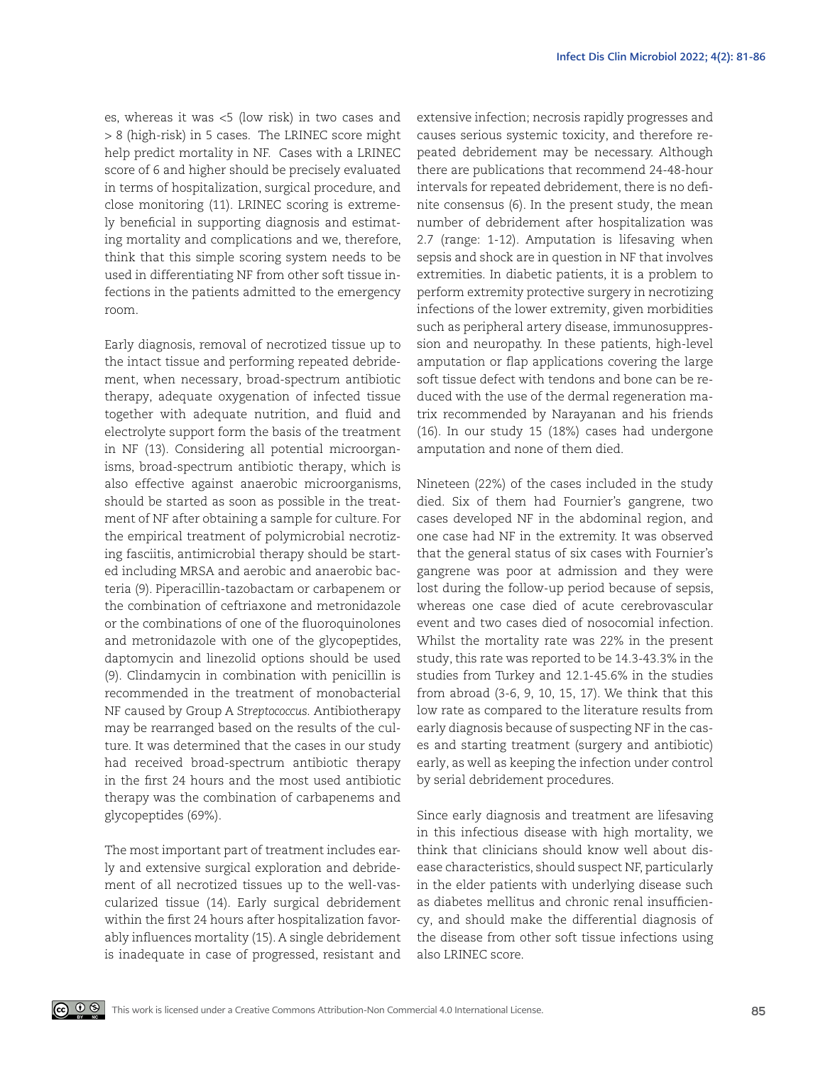es, whereas it was <5 (low risk) in two cases and > 8 (high-risk) in 5 cases. The LRINEC score might help predict mortality in NF. Cases with a LRINEC score of 6 and higher should be precisely evaluated in terms of hospitalization, surgical procedure, and close monitoring (11). LRINEC scoring is extremely beneficial in supporting diagnosis and estimating mortality and complications and we, therefore, think that this simple scoring system needs to be used in differentiating NF from other soft tissue infections in the patients admitted to the emergency room.

Early diagnosis, removal of necrotized tissue up to the intact tissue and performing repeated debridement, when necessary, broad-spectrum antibiotic therapy, adequate oxygenation of infected tissue together with adequate nutrition, and fluid and electrolyte support form the basis of the treatment in NF (13). Considering all potential microorganisms, broad-spectrum antibiotic therapy, which is also effective against anaerobic microorganisms, should be started as soon as possible in the treatment of NF after obtaining a sample for culture. For the empirical treatment of polymicrobial necrotizing fasciitis, antimicrobial therapy should be started including MRSA and aerobic and anaerobic bacteria (9). Piperacillin-tazobactam or carbapenem or the combination of ceftriaxone and metronidazole or the combinations of one of the fluoroquinolones and metronidazole with one of the glycopeptides, daptomycin and linezolid options should be used (9). Clindamycin in combination with penicillin is recommended in the treatment of monobacterial NF caused by Group A *Streptococcus.* Antibiotherapy may be rearranged based on the results of the culture. It was determined that the cases in our study had received broad-spectrum antibiotic therapy in the first 24 hours and the most used antibiotic therapy was the combination of carbapenems and glycopeptides (69%).

The most important part of treatment includes early and extensive surgical exploration and debridement of all necrotized tissues up to the well-vascularized tissue (14). Early surgical debridement within the first 24 hours after hospitalization favorably influences mortality (15). A single debridement is inadequate in case of progressed, resistant and extensive infection; necrosis rapidly progresses and causes serious systemic toxicity, and therefore repeated debridement may be necessary. Although there are publications that recommend 24-48-hour intervals for repeated debridement, there is no definite consensus (6). In the present study, the mean number of debridement after hospitalization was 2.7 (range: 1-12). Amputation is lifesaving when sepsis and shock are in question in NF that involves extremities. In diabetic patients, it is a problem to perform extremity protective surgery in necrotizing infections of the lower extremity, given morbidities such as peripheral artery disease, immunosuppression and neuropathy. In these patients, high-level amputation or flap applications covering the large soft tissue defect with tendons and bone can be reduced with the use of the dermal regeneration matrix recommended by Narayanan and his friends (16). In our study 15 (18%) cases had undergone amputation and none of them died.

Nineteen (22%) of the cases included in the study died. Six of them had Fournier's gangrene, two cases developed NF in the abdominal region, and one case had NF in the extremity. It was observed that the general status of six cases with Fournier's gangrene was poor at admission and they were lost during the follow-up period because of sepsis, whereas one case died of acute cerebrovascular event and two cases died of nosocomial infection. Whilst the mortality rate was 22% in the present study, this rate was reported to be 14.3-43.3% in the studies from Turkey and 12.1-45.6% in the studies from abroad (3-6, 9, 10, 15, 17). We think that this low rate as compared to the literature results from early diagnosis because of suspecting NF in the cases and starting treatment (surgery and antibiotic) early, as well as keeping the infection under control by serial debridement procedures.

Since early diagnosis and treatment are lifesaving in this infectious disease with high mortality, we think that clinicians should know well about disease characteristics, should suspect NF, particularly in the elder patients with underlying disease such as diabetes mellitus and chronic renal insufficiency, and should make the differential diagnosis of the disease from other soft tissue infections using also LRINEC score.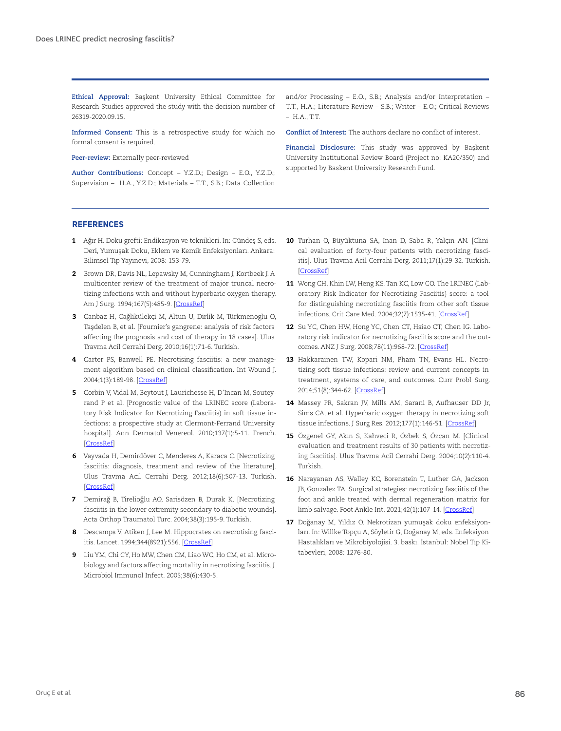**Ethical Approval:** Başkent University Ethical Committee for Research Studies approved the study with the decision number of 26319-2020.09.15.

**Informed Consent:** This is a retrospective study for which no formal consent is required.

**Peer-review:** Externally peer-reviewed

**Author Contributions:** Concept – Y.Z.D.; Design – E.O., Y.Z.D.; Supervision – H.A., Y.Z.D.; Materials – T.T., S.B.; Data Collection and/or Processing – E.O., S.B.; Analysis and/or Interpretation – T.T., H.A.; Literature Review – S.B.; Writer – E.O.; Critical Reviews – H.A., T.T.

**Conflict of Interest:** The authors declare no conflict of interest.

**Financial Disclosure:** This study was approved by Başkent University Institutional Review Board (Project no: KA20/350) and supported by Baskent University Research Fund.

## REFERENCES

1. Ağır H. Doku grefti: Endikasyon ve teknikleri. In: Gündeş S, eds. Deri, Yumuşak Doku, Eklem ve Kemik Enfeksiyonları. Ankara: Bilimsel Tıp Yayınevi, 2008: 153-79.
2. Brown DR, Davis NL, Lepawsky M, Cunningham J, Kortbeek J. A multicenter review of the treatment of major truncal necrotizing infections with and without hyperbaric oxygen therapy. Am J Surg. 1994;167(5):485-9. [CrossRef]
3. Canbaz H, Cağlikülekçi M, Altun U, Dirlik M, Türkmenoglu O, Taşdelen B, et al. [Fournier's gangrene: analysis of risk factors affecting the prognosis and cost of therapy in 18 cases]. Ulus Travma Acil Cerrahi Derg. 2010;16(1):71-6. Turkish.
4. Carter PS, Banwell PE. Necrotising fasciitis: a new management algorithm based on clinical classification. Int Wound J. 2004;1(3):189-98. [CrossRef]
5. Corbin V, Vidal M, Beytout J, Laurichesse H, D'Incan M, Souteyrand P et al. [Prognostic value of the LRINEC score (Laboratory Risk Indicator for Necrotizing Fasciitis) in soft tissue infections: a prospective study at Clermont-Ferrand University hospital]. Ann Dermatol Venereol. 2010;137(1):5-11. French. [CrossRef]
6. Vayvada H, Demirdöver C, Menderes A, Karaca C. [Necrotizing fasciitis: diagnosis, treatment and review of the literature]. Ulus Travma Acil Cerrahi Derg. 2012;18(6):507-13. Turkish. [CrossRef]
7. Demirağ B, Tirelioğlu AO, Sarisözen B, Durak K. [Necrotizing fasciitis in the lower extremity secondary to diabetic wounds]. Acta Orthop Traumatol Turc. 2004;38(3):195-9. Turkish.
8. Descamps V, Atiken J, Lee M. Hippocrates on necrotising fasciitis. Lancet. 1994;344(8921):556. [CrossRef]
9. Liu YM, Chi CY, Ho MW, Chen CM, Liao WC, Ho CM, et al. Microbiology and factors affecting mortality in necrotizing fasciitis. J Microbiol Immunol Infect. 2005;38(6):430-5.
10. Turhan O, Büyüktuna SA, Inan D, Saba R, Yalçın AN. [Clinical evaluation of forty-four patients with necrotizing fasciitis]. Ulus Travma Acil Cerrahi Derg. 2011;17(1):29-32. Turkish. [CrossRef]
11. Wong CH, Khin LW, Heng KS, Tan KC, Low CO. The LRINEC (Laboratory Risk Indicator for Necrotizing Fasciitis) score: a tool for distinguishing necrotizing fasciitis from other soft tissue infections. Crit Care Med. 2004;32(7):1535-41. [CrossRef]
12. Su YC, Chen HW, Hong YC, Chen CT, Hsiao CT, Chen IG. Laboratory risk indicator for necrotizing fasciitis score and the outcomes. ANZ J Surg. 2008;78(11):968-72. [CrossRef]
13. Hakkarainen TW, Kopari NM, Pham TN, Evans HL. Necrotizing soft tissue infections: review and current concepts in treatment, systems of care, and outcomes. Curr Probl Surg. 2014;51(8):344-62. [CrossRef]
14. Massey PR, Sakran JV, Mills AM, Sarani B, Aufhauser DD Jr, Sims CA, et al. Hyperbaric oxygen therapy in necrotizing soft tissue infections. J Surg Res. 2012;177(1):146-51. [CrossRef]
15. Özgenel GY, Akın S, Kahveci R, Özbek S, Özcan M. [Clinical evaluation and treatment results of 30 patients with necrotizing fasciitis]. Ulus Travma Acil Cerrahi Derg. 2004;10(2):110-4. Turkish.
16. Narayanan AS, Walley KC, Borenstein T, Luther GA, Jackson JB, Gonzalez TA. Surgical strategies: necrotizing fasciitis of the foot and ankle treated with dermal regeneration matrix for limb salvage. Foot Ankle Int. 2021;42(1):107-14. [CrossRef]
17. Doğanay M, Yıldız O. Nekrotizan yumuşak doku enfeksiyonları. In: Willke Topçu A, Söyletir G, Doğanay M, eds. Enfeksiyon Hastalıkları ve Mikrobiyolojisi. 3. baskı. İstanbul: Nobel Tıp Kitabevleri, 2008: 1276-80.